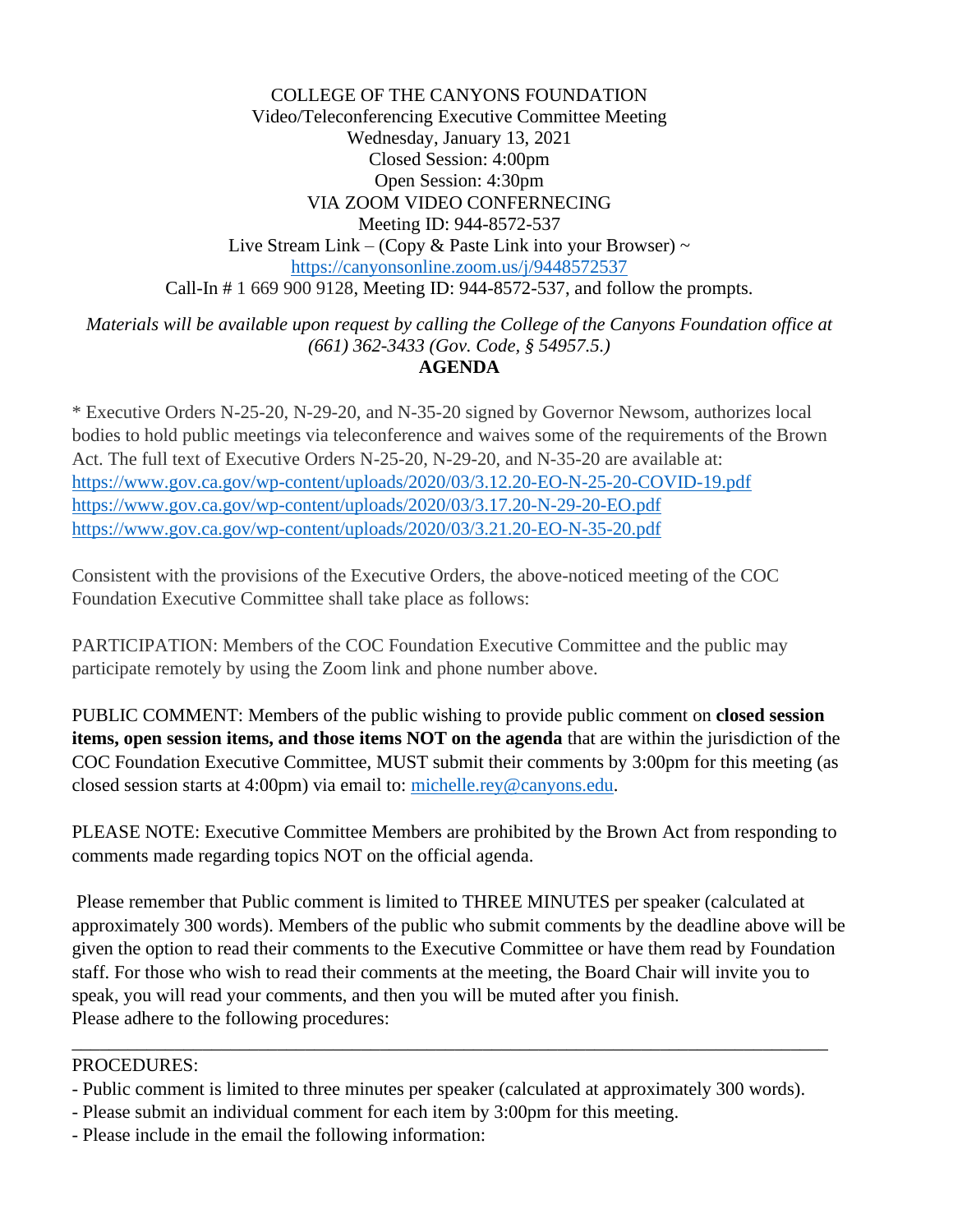COLLEGE OF THE CANYONS FOUNDATION
Video/Teleconferencing Executive Committee Meeting
Wednesday, January 13, 2021
Closed Session: 4:00pm
Open Session: 4:30pm
VIA ZOOM VIDEO CONFERENCING
Meeting ID: 944-8572-537
Live Stream Link – (Copy & Paste Link into your Browser) ~
https://canyonsonline.zoom.us/j/9448572537
Call-In # 1 669 900 9128, Meeting ID: 944-8572-537, and follow the prompts.

*Materials will be available upon request by calling the College of the Canyons Foundation office at (661) 362-3433 (Gov. Code, § 54957.5.)*

**AGENDA**

* Executive Orders N-25-20, N-29-20, and N-35-20 signed by Governor Newsom, authorizes local bodies to hold public meetings via teleconference and waives some of the requirements of the Brown Act. The full text of Executive Orders N-25-20, N-29-20, and N-35-20 are available at:
https://www.gov.ca.gov/wp-content/uploads/2020/03/3.12.20-EO-N-25-20-COVID-19.pdf
https://www.gov.ca.gov/wp-content/uploads/2020/03/3.17.20-N-29-20-EO.pdf
https://www.gov.ca.gov/wp-content/uploads/2020/03/3.21.20-EO-N-35-20.pdf

Consistent with the provisions of the Executive Orders, the above-noticed meeting of the COC Foundation Executive Committee shall take place as follows:

PARTICIPATION: Members of the COC Foundation Executive Committee and the public may participate remotely by using the Zoom link and phone number above.

PUBLIC COMMENT: Members of the public wishing to provide public comment on **closed session items, open session items, and those items NOT on the agenda** that are within the jurisdiction of the COC Foundation Executive Committee, MUST submit their comments by 3:00pm for this meeting (as closed session starts at 4:00pm) via email to: michelle.rey@canyons.edu.

PLEASE NOTE: Executive Committee Members are prohibited by the Brown Act from responding to comments made regarding topics NOT on the official agenda.

Please remember that Public comment is limited to THREE MINUTES per speaker (calculated at approximately 300 words). Members of the public who submit comments by the deadline above will be given the option to read their comments to the Executive Committee or have them read by Foundation staff. For those who wish to read their comments at the meeting, the Board Chair will invite you to speak, you will read your comments, and then you will be muted after you finish.
Please adhere to the following procedures:

---

PROCEDURES:

- Public comment is limited to three minutes per speaker (calculated at approximately 300 words).
- Please submit an individual comment for each item by 3:00pm for this meeting.
- Please include in the email the following information: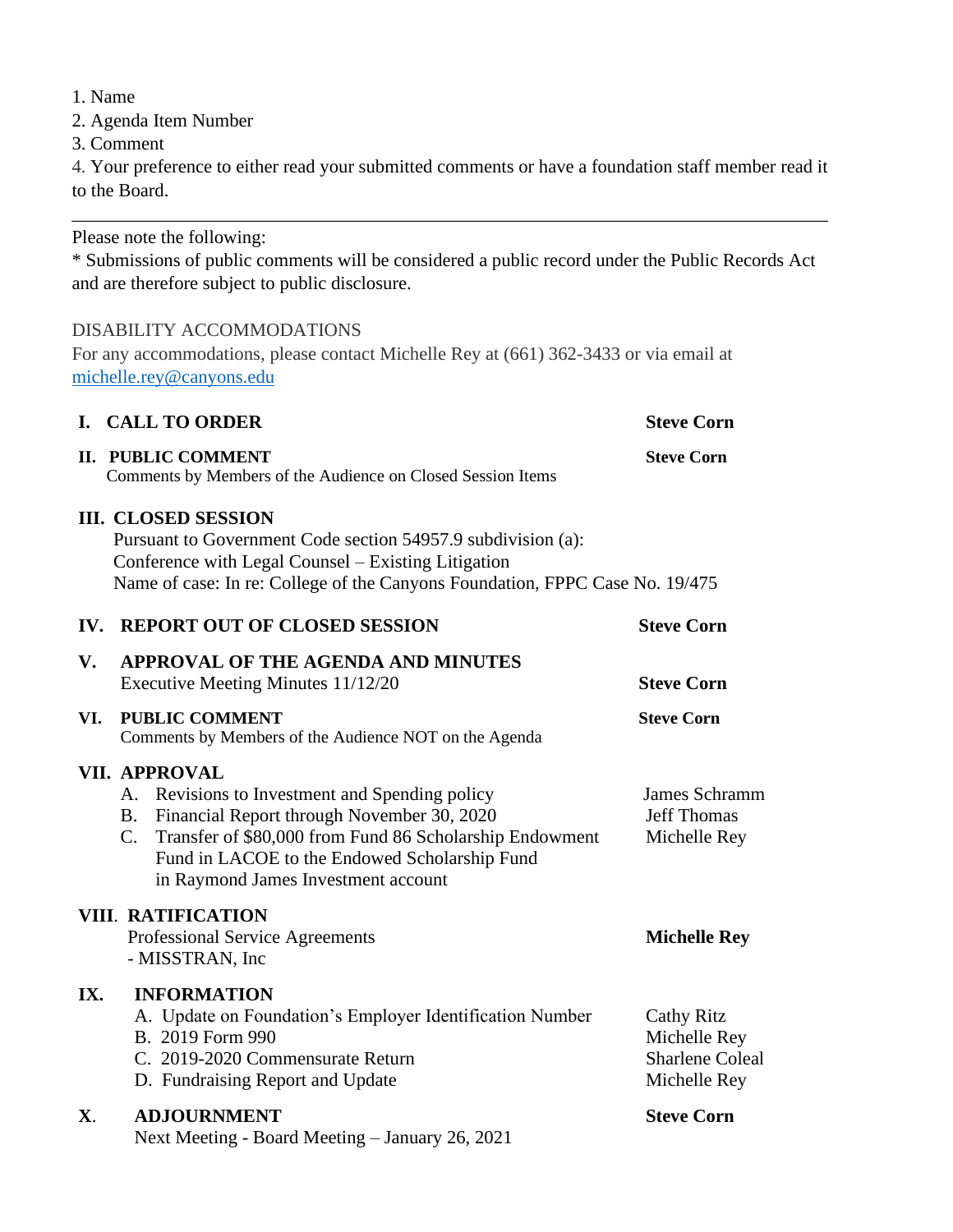1. Name
2. Agenda Item Number
3. Comment
4. Your preference to either read your submitted comments or have a foundation staff member read it to the Board.

---

Please note the following:
* Submissions of public comments will be considered a public record under the Public Records Act and are therefore subject to public disclosure.

DISABILITY ACCOMMODATIONS
For any accommodations, please contact Michelle Rey at (661) 362-3433 or via email at michelle.rey@canyons.edu

**I. CALL TO ORDER** — **Steve Corn**

**II. PUBLIC COMMENT** — **Steve Corn**
Comments by Members of the Audience on Closed Session Items

**III. CLOSED SESSION**
Pursuant to Government Code section 54957.9 subdivision (a):
Conference with Legal Counsel – Existing Litigation
Name of case: In re: College of the Canyons Foundation, FPPC Case No. 19/475

**IV. REPORT OUT OF CLOSED SESSION** — **Steve Corn**

**V. APPROVAL OF THE AGENDA AND MINUTES**
Executive Meeting Minutes 11/12/20 — **Steve Corn**

**VI. PUBLIC COMMENT** — **Steve Corn**
Comments by Members of the Audience NOT on the Agenda

**VII. APPROVAL**
A. Revisions to Investment and Spending policy — James Schramm
B. Financial Report through November 30, 2020 — Jeff Thomas
C. Transfer of $80,000 from Fund 86 Scholarship Endowment Fund in LACOE to the Endowed Scholarship Fund in Raymond James Investment account — Michelle Rey

**VIII. RATIFICATION**
Professional Service Agreements — **Michelle Rey**
- MISSTRAN, Inc

**IX. INFORMATION**
A. Update on Foundation's Employer Identification Number — Cathy Ritz
B. 2019 Form 990 — Michelle Rey
C. 2019-2020 Commensurate Return — Sharlene Coleal
D. Fundraising Report and Update — Michelle Rey

**X. ADJOURNMENT** — **Steve Corn**
Next Meeting - Board Meeting – January 26, 2021